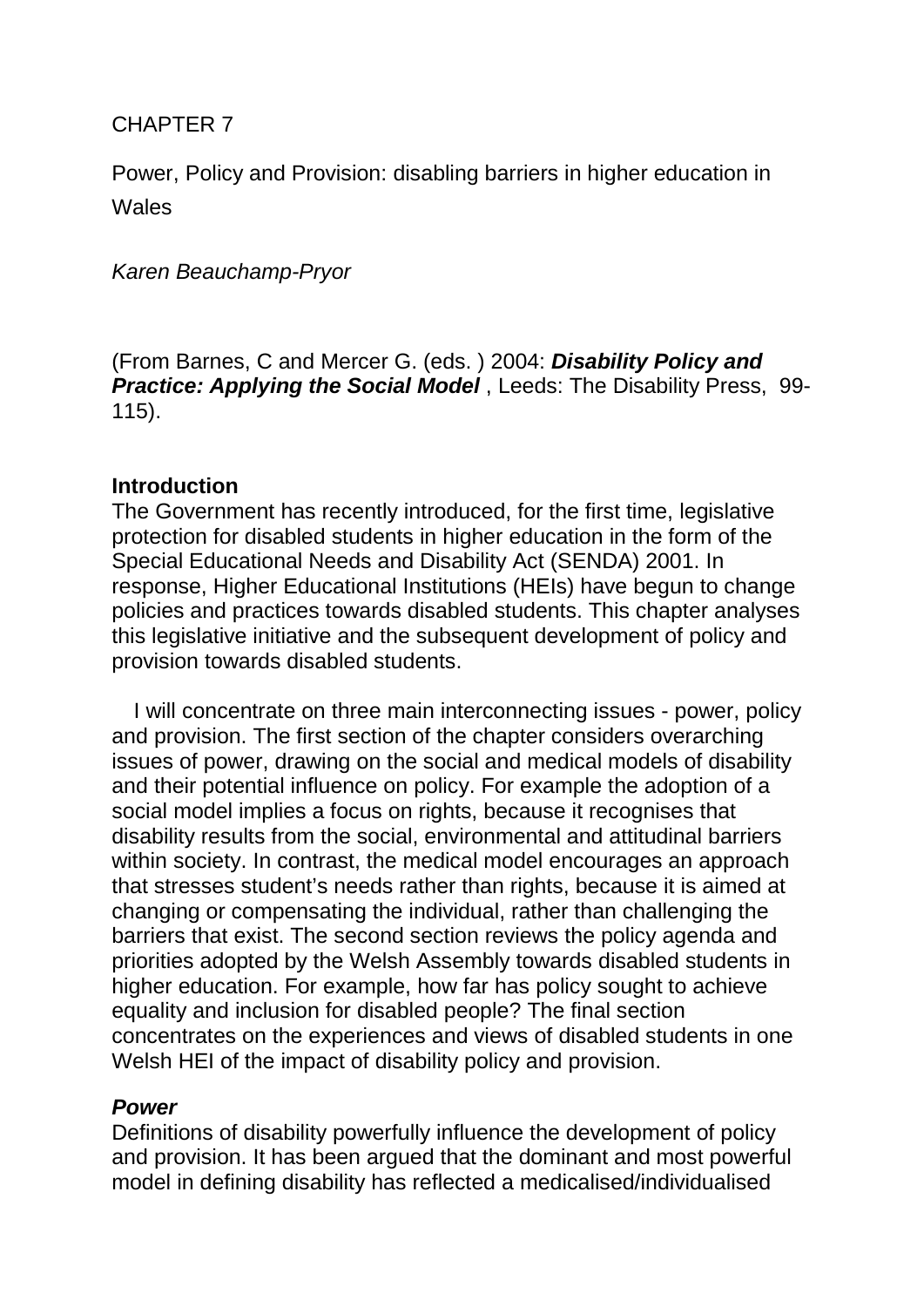CHAPTER 7

Power, Policy and Provision: disabling barriers in higher education in Wales

*Karen Beauchamp-Pryor*

(From Barnes, C and Mercer G. (eds. ) 2004: ***Disability Policy and Practice: Applying the Social Model*** , Leeds: The Disability Press, 99-115).

**Introduction**

The Government has recently introduced, for the first time, legislative protection for disabled students in higher education in the form of the Special Educational Needs and Disability Act (SENDA) 2001. In response, Higher Educational Institutions (HEIs) have begun to change policies and practices towards disabled students. This chapter analyses this legislative initiative and the subsequent development of policy and provision towards disabled students.

I will concentrate on three main interconnecting issues - power, policy and provision. The first section of the chapter considers overarching issues of power, drawing on the social and medical models of disability and their potential influence on policy. For example the adoption of a social model implies a focus on rights, because it recognises that disability results from the social, environmental and attitudinal barriers within society. In contrast, the medical model encourages an approach that stresses student's needs rather than rights, because it is aimed at changing or compensating the individual, rather than challenging the barriers that exist. The second section reviews the policy agenda and priorities adopted by the Welsh Assembly towards disabled students in higher education. For example, how far has policy sought to achieve equality and inclusion for disabled people? The final section concentrates on the experiences and views of disabled students in one Welsh HEI of the impact of disability policy and provision.

***Power***

Definitions of disability powerfully influence the development of policy and provision. It has been argued that the dominant and most powerful model in defining disability has reflected a medicalised/individualised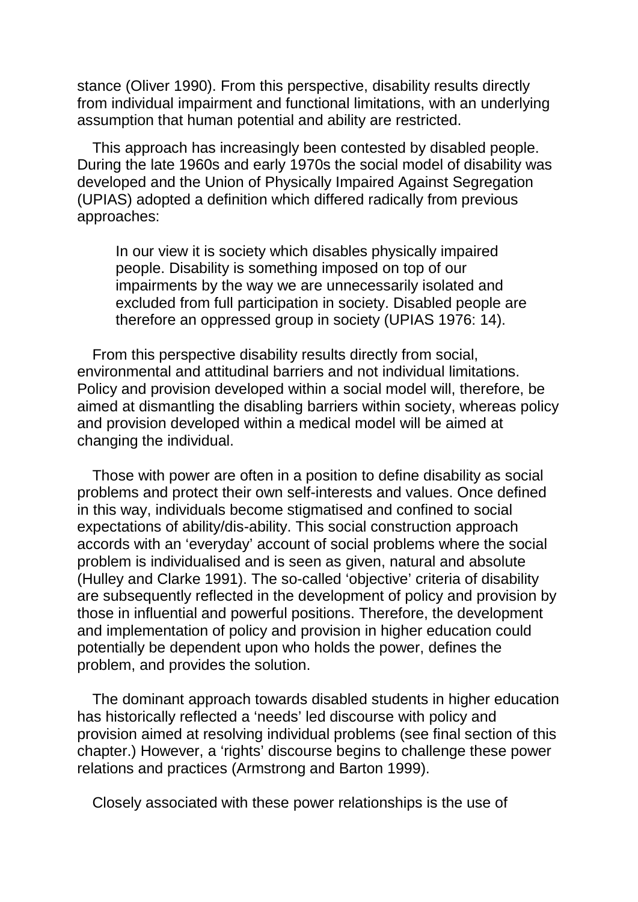stance (Oliver 1990). From this perspective, disability results directly from individual impairment and functional limitations, with an underlying assumption that human potential and ability are restricted.

This approach has increasingly been contested by disabled people. During the late 1960s and early 1970s the social model of disability was developed and the Union of Physically Impaired Against Segregation (UPIAS) adopted a definition which differed radically from previous approaches:

> In our view it is society which disables physically impaired people. Disability is something imposed on top of our impairments by the way we are unnecessarily isolated and excluded from full participation in society. Disabled people are therefore an oppressed group in society (UPIAS 1976: 14).

From this perspective disability results directly from social, environmental and attitudinal barriers and not individual limitations. Policy and provision developed within a social model will, therefore, be aimed at dismantling the disabling barriers within society, whereas policy and provision developed within a medical model will be aimed at changing the individual.

Those with power are often in a position to define disability as social problems and protect their own self-interests and values. Once defined in this way, individuals become stigmatised and confined to social expectations of ability/dis-ability. This social construction approach accords with an 'everyday' account of social problems where the social problem is individualised and is seen as given, natural and absolute (Hulley and Clarke 1991). The so-called 'objective' criteria of disability are subsequently reflected in the development of policy and provision by those in influential and powerful positions. Therefore, the development and implementation of policy and provision in higher education could potentially be dependent upon who holds the power, defines the problem, and provides the solution.

The dominant approach towards disabled students in higher education has historically reflected a 'needs' led discourse with policy and provision aimed at resolving individual problems (see final section of this chapter.) However, a 'rights' discourse begins to challenge these power relations and practices (Armstrong and Barton 1999).

Closely associated with these power relationships is the use of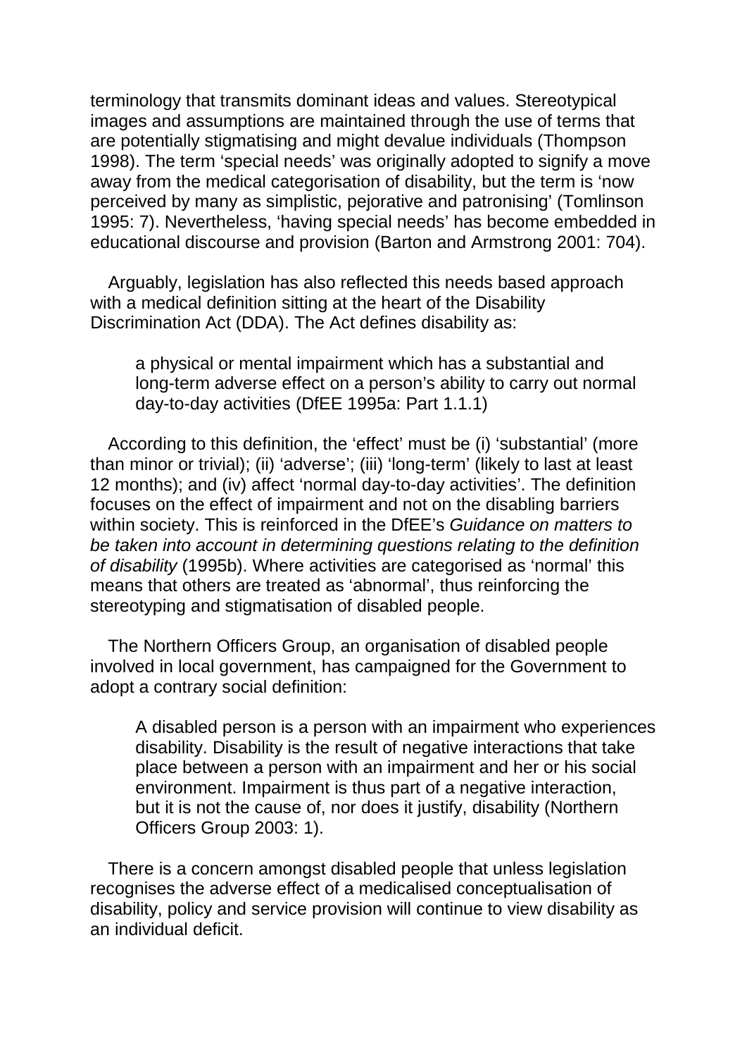terminology that transmits dominant ideas and values. Stereotypical images and assumptions are maintained through the use of terms that are potentially stigmatising and might devalue individuals (Thompson 1998). The term 'special needs' was originally adopted to signify a move away from the medical categorisation of disability, but the term is 'now perceived by many as simplistic, pejorative and patronising' (Tomlinson 1995: 7). Nevertheless, 'having special needs' has become embedded in educational discourse and provision (Barton and Armstrong 2001: 704).

Arguably, legislation has also reflected this needs based approach with a medical definition sitting at the heart of the Disability Discrimination Act (DDA). The Act defines disability as:

> a physical or mental impairment which has a substantial and long-term adverse effect on a person's ability to carry out normal day-to-day activities (DfEE 1995a: Part 1.1.1)

According to this definition, the 'effect' must be (i) 'substantial' (more than minor or trivial); (ii) 'adverse'; (iii) 'long-term' (likely to last at least 12 months); and (iv) affect 'normal day-to-day activities'. The definition focuses on the effect of impairment and not on the disabling barriers within society. This is reinforced in the DfEE's *Guidance on matters to be taken into account in determining questions relating to the definition of disability* (1995b). Where activities are categorised as 'normal' this means that others are treated as 'abnormal', thus reinforcing the stereotyping and stigmatisation of disabled people.

The Northern Officers Group, an organisation of disabled people involved in local government, has campaigned for the Government to adopt a contrary social definition:

> A disabled person is a person with an impairment who experiences disability. Disability is the result of negative interactions that take place between a person with an impairment and her or his social environment. Impairment is thus part of a negative interaction, but it is not the cause of, nor does it justify, disability (Northern Officers Group 2003: 1).

There is a concern amongst disabled people that unless legislation recognises the adverse effect of a medicalised conceptualisation of disability, policy and service provision will continue to view disability as an individual deficit.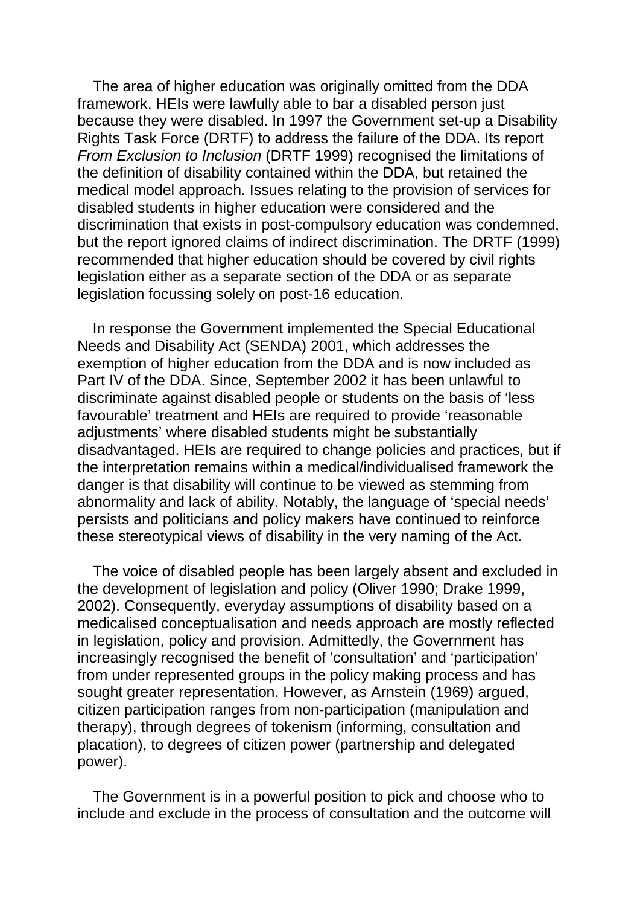The area of higher education was originally omitted from the DDA framework. HEIs were lawfully able to bar a disabled person just because they were disabled. In 1997 the Government set-up a Disability Rights Task Force (DRTF) to address the failure of the DDA. Its report *From Exclusion to Inclusion* (DRTF 1999) recognised the limitations of the definition of disability contained within the DDA, but retained the medical model approach. Issues relating to the provision of services for disabled students in higher education were considered and the discrimination that exists in post-compulsory education was condemned, but the report ignored claims of indirect discrimination. The DRTF (1999) recommended that higher education should be covered by civil rights legislation either as a separate section of the DDA or as separate legislation focussing solely on post-16 education.

In response the Government implemented the Special Educational Needs and Disability Act (SENDA) 2001, which addresses the exemption of higher education from the DDA and is now included as Part IV of the DDA. Since, September 2002 it has been unlawful to discriminate against disabled people or students on the basis of 'less favourable' treatment and HEIs are required to provide 'reasonable adjustments' where disabled students might be substantially disadvantaged. HEIs are required to change policies and practices, but if the interpretation remains within a medical/individualised framework the danger is that disability will continue to be viewed as stemming from abnormality and lack of ability. Notably, the language of 'special needs' persists and politicians and policy makers have continued to reinforce these stereotypical views of disability in the very naming of the Act.

The voice of disabled people has been largely absent and excluded in the development of legislation and policy (Oliver 1990; Drake 1999, 2002). Consequently, everyday assumptions of disability based on a medicalised conceptualisation and needs approach are mostly reflected in legislation, policy and provision. Admittedly, the Government has increasingly recognised the benefit of 'consultation' and 'participation' from under represented groups in the policy making process and has sought greater representation. However, as Arnstein (1969) argued, citizen participation ranges from non-participation (manipulation and therapy), through degrees of tokenism (informing, consultation and placation), to degrees of citizen power (partnership and delegated power).

The Government is in a powerful position to pick and choose who to include and exclude in the process of consultation and the outcome will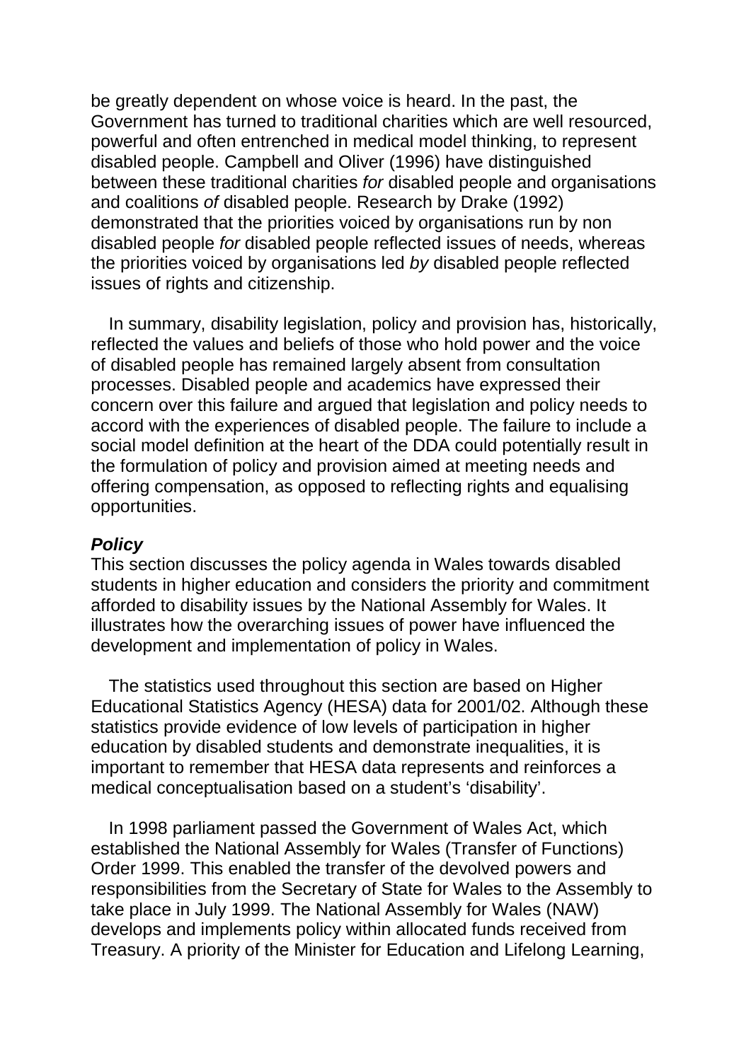be greatly dependent on whose voice is heard. In the past, the Government has turned to traditional charities which are well resourced, powerful and often entrenched in medical model thinking, to represent disabled people. Campbell and Oliver (1996) have distinguished between these traditional charities *for* disabled people and organisations and coalitions *of* disabled people. Research by Drake (1992) demonstrated that the priorities voiced by organisations run by non disabled people *for* disabled people reflected issues of needs, whereas the priorities voiced by organisations led *by* disabled people reflected issues of rights and citizenship.

In summary, disability legislation, policy and provision has, historically, reflected the values and beliefs of those who hold power and the voice of disabled people has remained largely absent from consultation processes. Disabled people and academics have expressed their concern over this failure and argued that legislation and policy needs to accord with the experiences of disabled people. The failure to include a social model definition at the heart of the DDA could potentially result in the formulation of policy and provision aimed at meeting needs and offering compensation, as opposed to reflecting rights and equalising opportunities.

***Policy***

This section discusses the policy agenda in Wales towards disabled students in higher education and considers the priority and commitment afforded to disability issues by the National Assembly for Wales. It illustrates how the overarching issues of power have influenced the development and implementation of policy in Wales.

The statistics used throughout this section are based on Higher Educational Statistics Agency (HESA) data for 2001/02. Although these statistics provide evidence of low levels of participation in higher education by disabled students and demonstrate inequalities, it is important to remember that HESA data represents and reinforces a medical conceptualisation based on a student's 'disability'.

In 1998 parliament passed the Government of Wales Act, which established the National Assembly for Wales (Transfer of Functions) Order 1999. This enabled the transfer of the devolved powers and responsibilities from the Secretary of State for Wales to the Assembly to take place in July 1999. The National Assembly for Wales (NAW) develops and implements policy within allocated funds received from Treasury. A priority of the Minister for Education and Lifelong Learning,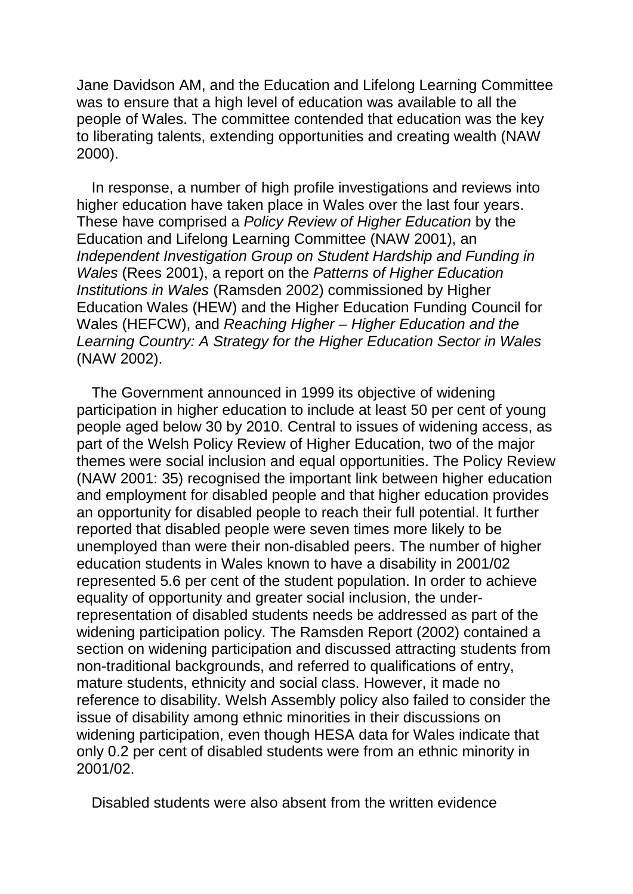Jane Davidson AM, and the Education and Lifelong Learning Committee was to ensure that a high level of education was available to all the people of Wales. The committee contended that education was the key to liberating talents, extending opportunities and creating wealth (NAW 2000).

In response, a number of high profile investigations and reviews into higher education have taken place in Wales over the last four years. These have comprised a *Policy Review of Higher Education* by the Education and Lifelong Learning Committee (NAW 2001), an *Independent Investigation Group on Student Hardship and Funding in Wales* (Rees 2001), a report on the *Patterns of Higher Education Institutions in Wales* (Ramsden 2002) commissioned by Higher Education Wales (HEW) and the Higher Education Funding Council for Wales (HEFCW), and *Reaching Higher – Higher Education and the Learning Country: A Strategy for the Higher Education Sector in Wales* (NAW 2002).

The Government announced in 1999 its objective of widening participation in higher education to include at least 50 per cent of young people aged below 30 by 2010. Central to issues of widening access, as part of the Welsh Policy Review of Higher Education, two of the major themes were social inclusion and equal opportunities. The Policy Review (NAW 2001: 35) recognised the important link between higher education and employment for disabled people and that higher education provides an opportunity for disabled people to reach their full potential. It further reported that disabled people were seven times more likely to be unemployed than were their non-disabled peers. The number of higher education students in Wales known to have a disability in 2001/02 represented 5.6 per cent of the student population. In order to achieve equality of opportunity and greater social inclusion, the under-representation of disabled students needs be addressed as part of the widening participation policy. The Ramsden Report (2002) contained a section on widening participation and discussed attracting students from non-traditional backgrounds, and referred to qualifications of entry, mature students, ethnicity and social class. However, it made no reference to disability. Welsh Assembly policy also failed to consider the issue of disability among ethnic minorities in their discussions on widening participation, even though HESA data for Wales indicate that only 0.2 per cent of disabled students were from an ethnic minority in 2001/02.

Disabled students were also absent from the written evidence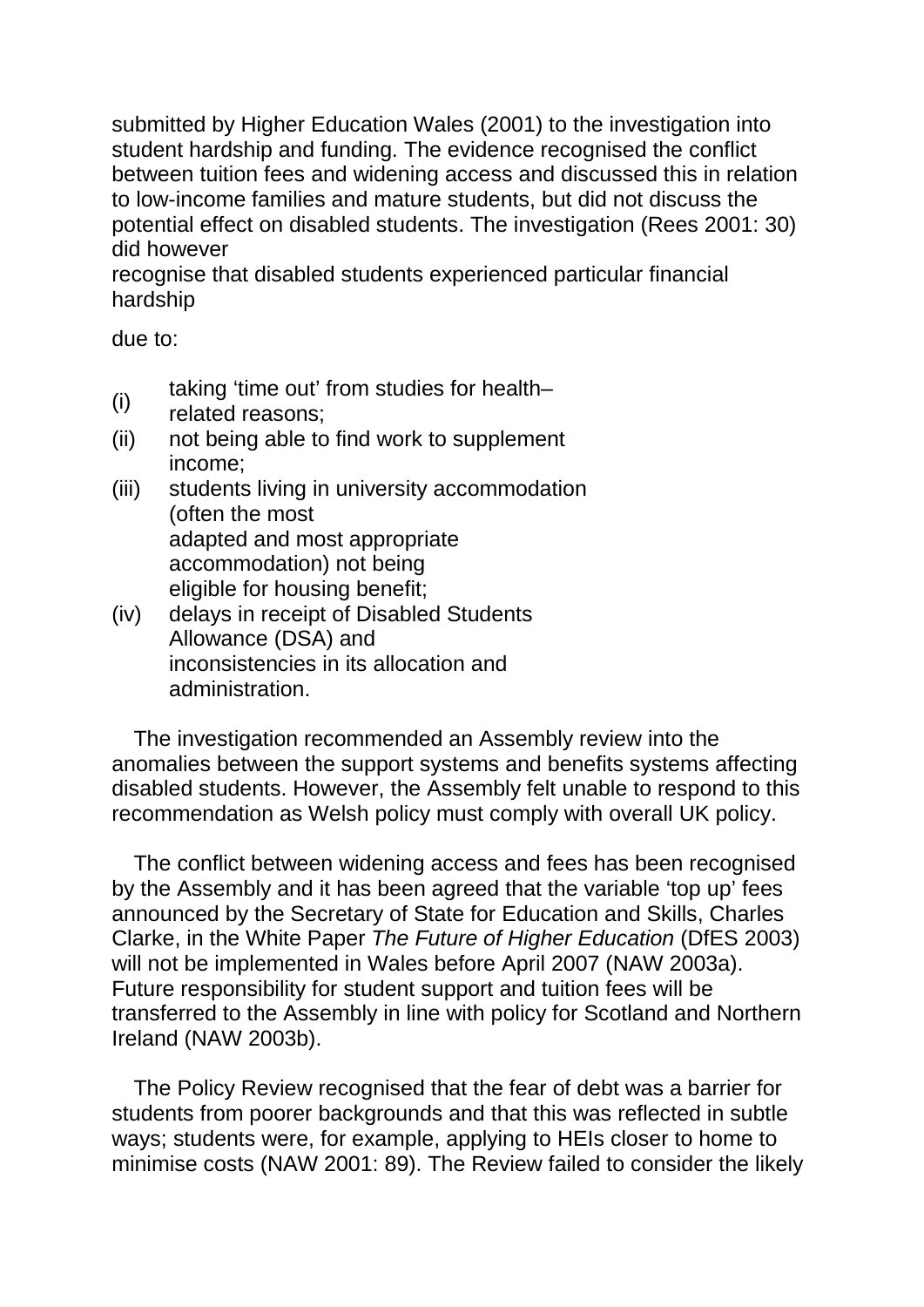submitted by Higher Education Wales (2001) to the investigation into student hardship and funding. The evidence recognised the conflict between tuition fees and widening access and discussed this in relation to low-income families and mature students, but did not discuss the potential effect on disabled students. The investigation (Rees 2001: 30) did however recognise that disabled students experienced particular financial hardship due to:

(i) taking 'time out' from studies for health–related reasons;
(ii) not being able to find work to supplement income;
(iii) students living in university accommodation (often the most adapted and most appropriate accommodation) not being eligible for housing benefit;
(iv) delays in receipt of Disabled Students Allowance (DSA) and inconsistencies in its allocation and administration.

The investigation recommended an Assembly review into the anomalies between the support systems and benefits systems affecting disabled students. However, the Assembly felt unable to respond to this recommendation as Welsh policy must comply with overall UK policy.

The conflict between widening access and fees has been recognised by the Assembly and it has been agreed that the variable 'top up' fees announced by the Secretary of State for Education and Skills, Charles Clarke, in the White Paper *The Future of Higher Education* (DfES 2003) will not be implemented in Wales before April 2007 (NAW 2003a). Future responsibility for student support and tuition fees will be transferred to the Assembly in line with policy for Scotland and Northern Ireland (NAW 2003b).

The Policy Review recognised that the fear of debt was a barrier for students from poorer backgrounds and that this was reflected in subtle ways; students were, for example, applying to HEIs closer to home to minimise costs (NAW 2001: 89). The Review failed to consider the likely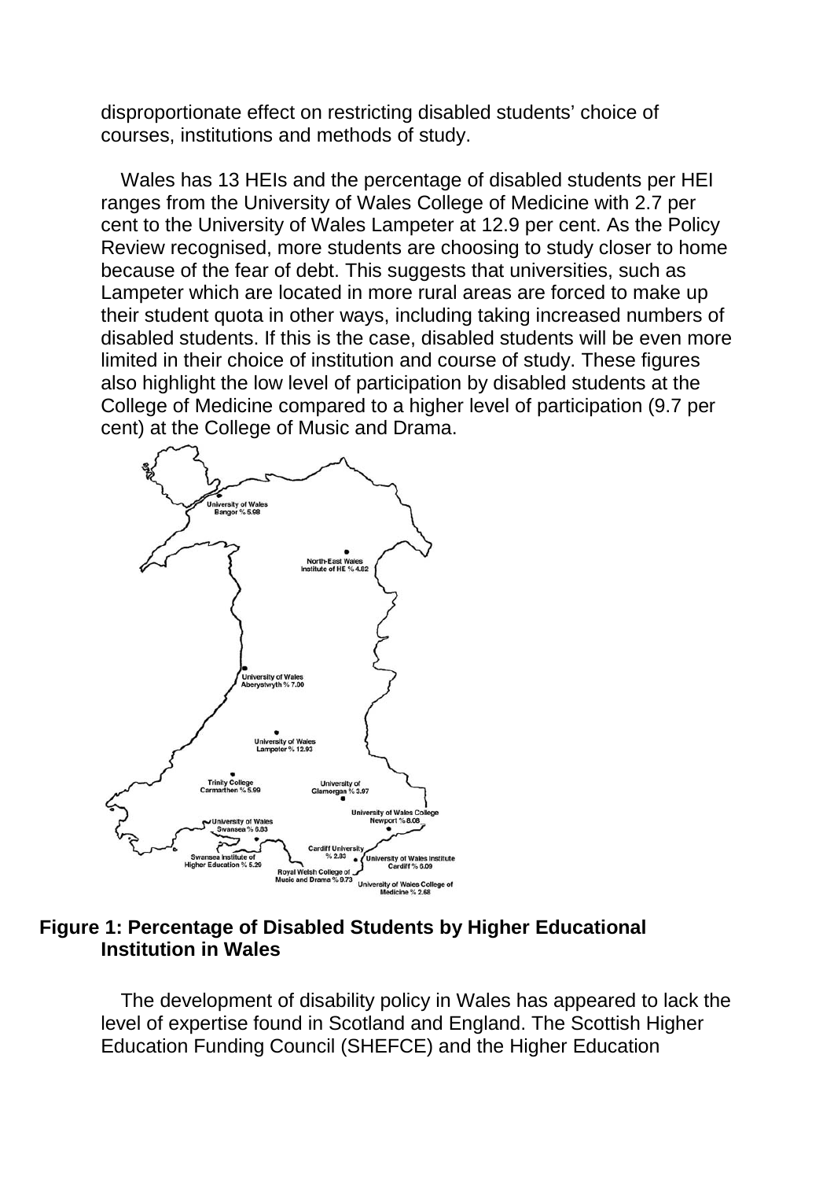disproportionate effect on restricting disabled students' choice of courses, institutions and methods of study.

Wales has 13 HEIs and the percentage of disabled students per HEI ranges from the University of Wales College of Medicine with 2.7 per cent to the University of Wales Lampeter at 12.9 per cent. As the Policy Review recognised, more students are choosing to study closer to home because of the fear of debt. This suggests that universities, such as Lampeter which are located in more rural areas are forced to make up their student quota in other ways, including taking increased numbers of disabled students. If this is the case, disabled students will be even more limited in their choice of institution and course of study. These figures also highlight the low level of participation by disabled students at the College of Medicine compared to a higher level of participation (9.7 per cent) at the College of Music and Drama.

University of Wales Bangor % 5.98

North-East Wales Institute of HE % 4.82

University of Wales Aberystwyth % 7.00

University of Wales Lampeter % 12.93

Trinity College Carmarthen % 5.99

University of Glamorgan % 3.97

University of Wales College Newport % 8.08

University of Wales Swansea % 6.83

Swansea Institute of Higher Education % 5.29

Cardiff University % 2.83

University of Wales Institute Cardiff % 6.09

Royal Welsh College of Music and Drama % 9.73

University of Wales College of Medicine % 2.68

**Figure 1: Percentage of Disabled Students by Higher Educational Institution in Wales**

The development of disability policy in Wales has appeared to lack the level of expertise found in Scotland and England. The Scottish Higher Education Funding Council (SHEFCE) and the Higher Education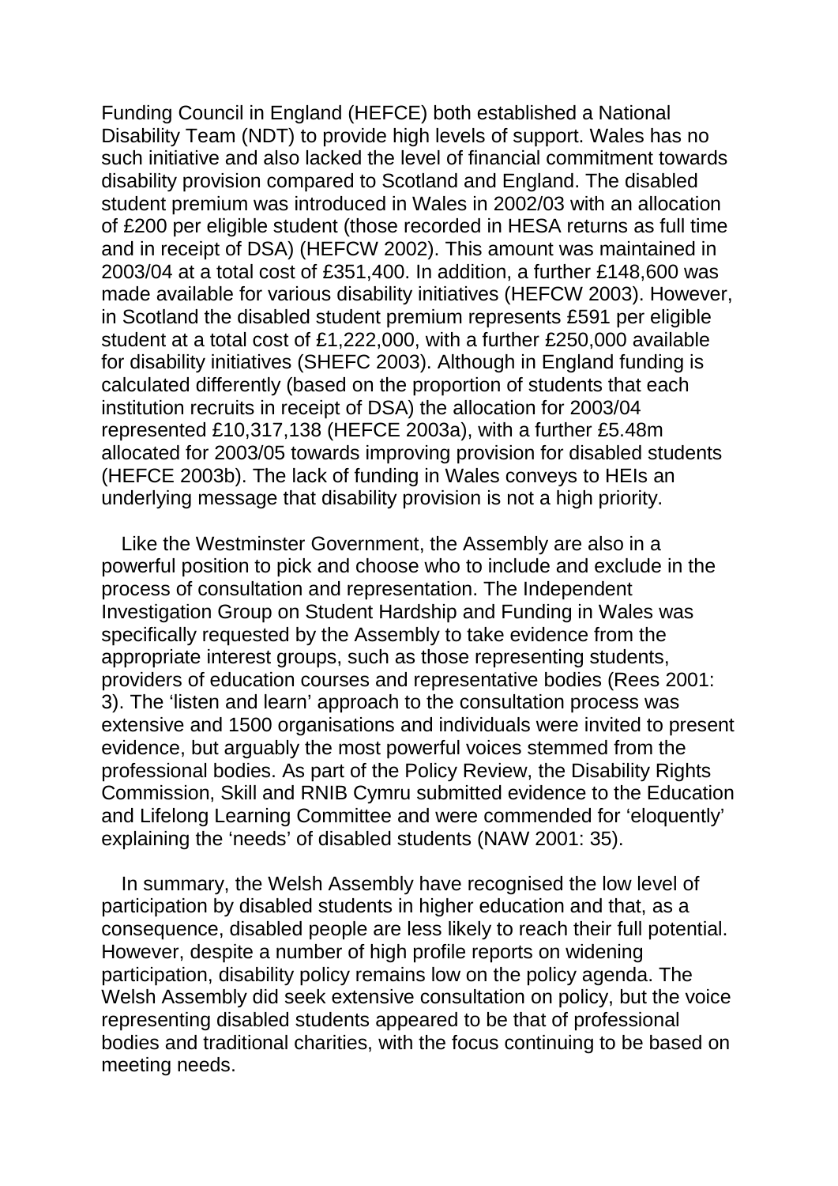Funding Council in England (HEFCE) both established a National Disability Team (NDT) to provide high levels of support. Wales has no such initiative and also lacked the level of financial commitment towards disability provision compared to Scotland and England. The disabled student premium was introduced in Wales in 2002/03 with an allocation of £200 per eligible student (those recorded in HESA returns as full time and in receipt of DSA) (HEFCW 2002). This amount was maintained in 2003/04 at a total cost of £351,400. In addition, a further £148,600 was made available for various disability initiatives (HEFCW 2003). However, in Scotland the disabled student premium represents £591 per eligible student at a total cost of £1,222,000, with a further £250,000 available for disability initiatives (SHEFC 2003). Although in England funding is calculated differently (based on the proportion of students that each institution recruits in receipt of DSA) the allocation for 2003/04 represented £10,317,138 (HEFCE 2003a), with a further £5.48m allocated for 2003/05 towards improving provision for disabled students (HEFCE 2003b). The lack of funding in Wales conveys to HEIs an underlying message that disability provision is not a high priority.

Like the Westminster Government, the Assembly are also in a powerful position to pick and choose who to include and exclude in the process of consultation and representation. The Independent Investigation Group on Student Hardship and Funding in Wales was specifically requested by the Assembly to take evidence from the appropriate interest groups, such as those representing students, providers of education courses and representative bodies (Rees 2001: 3). The 'listen and learn' approach to the consultation process was extensive and 1500 organisations and individuals were invited to present evidence, but arguably the most powerful voices stemmed from the professional bodies. As part of the Policy Review, the Disability Rights Commission, Skill and RNIB Cymru submitted evidence to the Education and Lifelong Learning Committee and were commended for 'eloquently' explaining the 'needs' of disabled students (NAW 2001: 35).

In summary, the Welsh Assembly have recognised the low level of participation by disabled students in higher education and that, as a consequence, disabled people are less likely to reach their full potential. However, despite a number of high profile reports on widening participation, disability policy remains low on the policy agenda. The Welsh Assembly did seek extensive consultation on policy, but the voice representing disabled students appeared to be that of professional bodies and traditional charities, with the focus continuing to be based on meeting needs.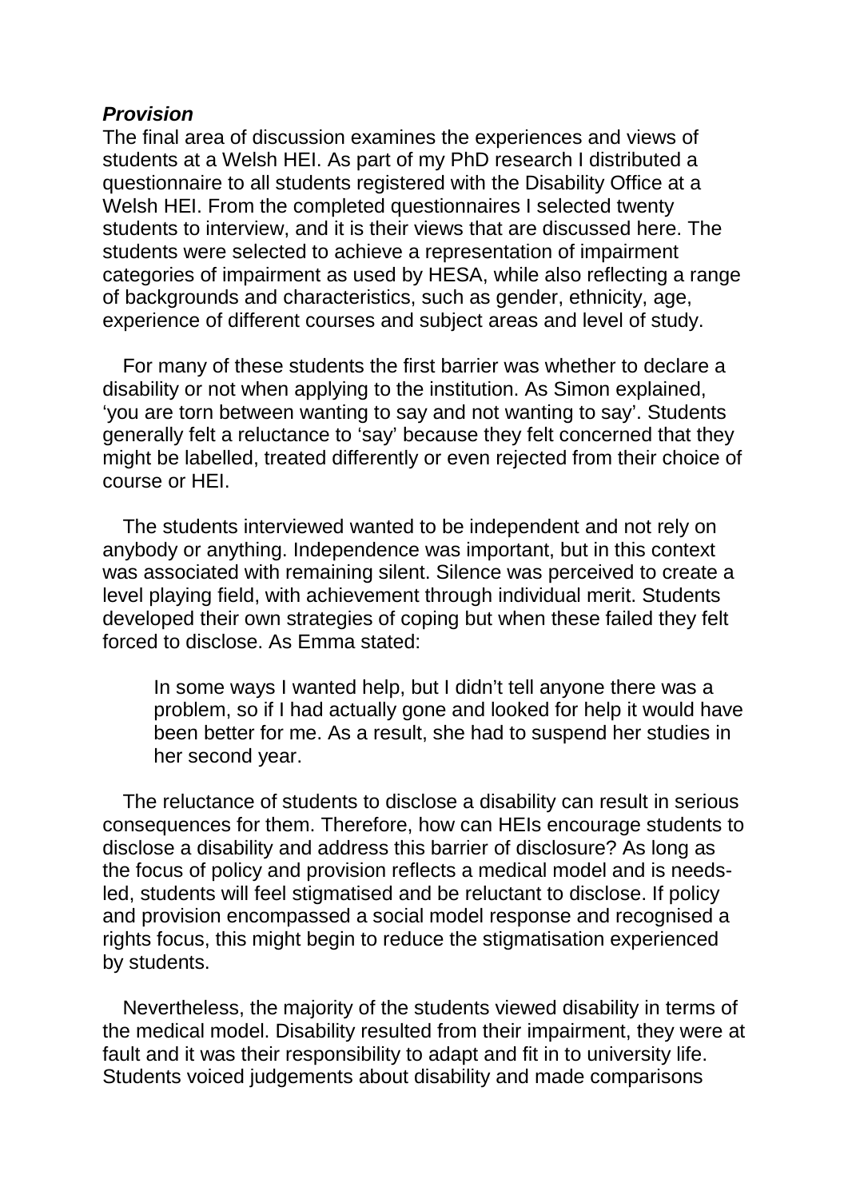***Provision***

The final area of discussion examines the experiences and views of students at a Welsh HEI. As part of my PhD research I distributed a questionnaire to all students registered with the Disability Office at a Welsh HEI. From the completed questionnaires I selected twenty students to interview, and it is their views that are discussed here. The students were selected to achieve a representation of impairment categories of impairment as used by HESA, while also reflecting a range of backgrounds and characteristics, such as gender, ethnicity, age, experience of different courses and subject areas and level of study.

For many of these students the first barrier was whether to declare a disability or not when applying to the institution. As Simon explained, 'you are torn between wanting to say and not wanting to say'. Students generally felt a reluctance to 'say' because they felt concerned that they might be labelled, treated differently or even rejected from their choice of course or HEI.

The students interviewed wanted to be independent and not rely on anybody or anything. Independence was important, but in this context was associated with remaining silent. Silence was perceived to create a level playing field, with achievement through individual merit. Students developed their own strategies of coping but when these failed they felt forced to disclose. As Emma stated:

> In some ways I wanted help, but I didn't tell anyone there was a problem, so if I had actually gone and looked for help it would have been better for me. As a result, she had to suspend her studies in her second year.

The reluctance of students to disclose a disability can result in serious consequences for them. Therefore, how can HEIs encourage students to disclose a disability and address this barrier of disclosure? As long as the focus of policy and provision reflects a medical model and is needs-led, students will feel stigmatised and be reluctant to disclose. If policy and provision encompassed a social model response and recognised a rights focus, this might begin to reduce the stigmatisation experienced by students.

Nevertheless, the majority of the students viewed disability in terms of the medical model. Disability resulted from their impairment, they were at fault and it was their responsibility to adapt and fit in to university life. Students voiced judgements about disability and made comparisons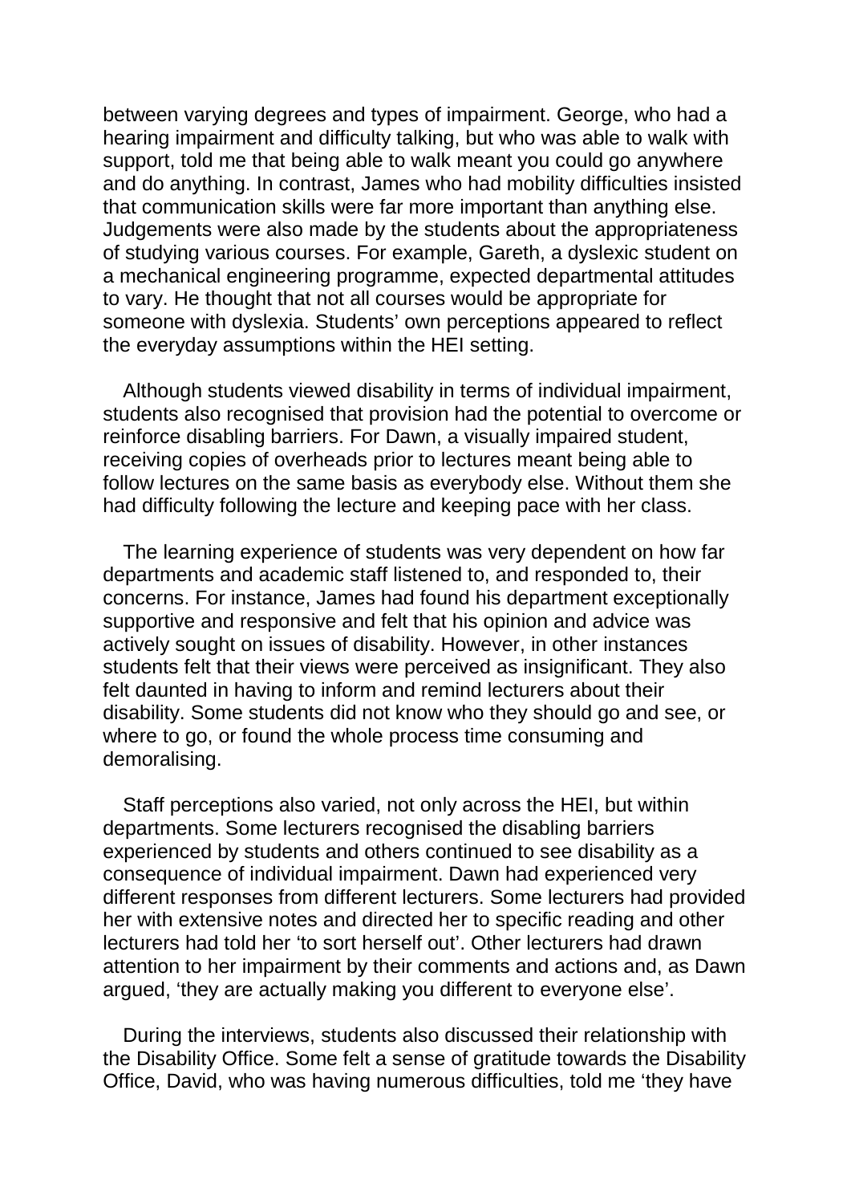between varying degrees and types of impairment. George, who had a hearing impairment and difficulty talking, but who was able to walk with support, told me that being able to walk meant you could go anywhere and do anything. In contrast, James who had mobility difficulties insisted that communication skills were far more important than anything else. Judgements were also made by the students about the appropriateness of studying various courses. For example, Gareth, a dyslexic student on a mechanical engineering programme, expected departmental attitudes to vary. He thought that not all courses would be appropriate for someone with dyslexia. Students' own perceptions appeared to reflect the everyday assumptions within the HEI setting.

Although students viewed disability in terms of individual impairment, students also recognised that provision had the potential to overcome or reinforce disabling barriers. For Dawn, a visually impaired student, receiving copies of overheads prior to lectures meant being able to follow lectures on the same basis as everybody else. Without them she had difficulty following the lecture and keeping pace with her class.

The learning experience of students was very dependent on how far departments and academic staff listened to, and responded to, their concerns. For instance, James had found his department exceptionally supportive and responsive and felt that his opinion and advice was actively sought on issues of disability. However, in other instances students felt that their views were perceived as insignificant. They also felt daunted in having to inform and remind lecturers about their disability. Some students did not know who they should go and see, or where to go, or found the whole process time consuming and demoralising.

Staff perceptions also varied, not only across the HEI, but within departments. Some lecturers recognised the disabling barriers experienced by students and others continued to see disability as a consequence of individual impairment. Dawn had experienced very different responses from different lecturers. Some lecturers had provided her with extensive notes and directed her to specific reading and other lecturers had told her 'to sort herself out'. Other lecturers had drawn attention to her impairment by their comments and actions and, as Dawn argued, 'they are actually making you different to everyone else'.

During the interviews, students also discussed their relationship with the Disability Office. Some felt a sense of gratitude towards the Disability Office, David, who was having numerous difficulties, told me 'they have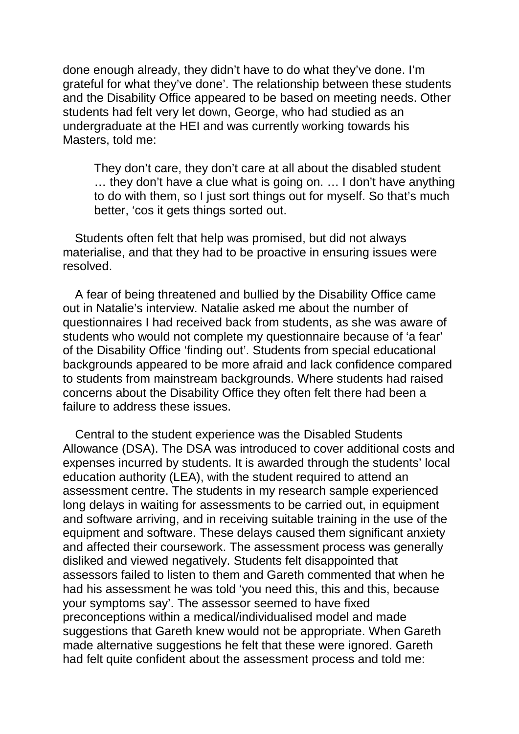done enough already, they didn't have to do what they've done. I'm grateful for what they've done'. The relationship between these students and the Disability Office appeared to be based on meeting needs. Other students had felt very let down, George, who had studied as an undergraduate at the HEI and was currently working towards his Masters, told me:

> They don't care, they don't care at all about the disabled student … they don't have a clue what is going on. … I don't have anything to do with them, so I just sort things out for myself. So that's much better, 'cos it gets things sorted out.

Students often felt that help was promised, but did not always materialise, and that they had to be proactive in ensuring issues were resolved.

A fear of being threatened and bullied by the Disability Office came out in Natalie's interview. Natalie asked me about the number of questionnaires I had received back from students, as she was aware of students who would not complete my questionnaire because of 'a fear' of the Disability Office 'finding out'. Students from special educational backgrounds appeared to be more afraid and lack confidence compared to students from mainstream backgrounds. Where students had raised concerns about the Disability Office they often felt there had been a failure to address these issues.

Central to the student experience was the Disabled Students Allowance (DSA). The DSA was introduced to cover additional costs and expenses incurred by students. It is awarded through the students' local education authority (LEA), with the student required to attend an assessment centre. The students in my research sample experienced long delays in waiting for assessments to be carried out, in equipment and software arriving, and in receiving suitable training in the use of the equipment and software. These delays caused them significant anxiety and affected their coursework. The assessment process was generally disliked and viewed negatively. Students felt disappointed that assessors failed to listen to them and Gareth commented that when he had his assessment he was told 'you need this, this and this, because your symptoms say'. The assessor seemed to have fixed preconceptions within a medical/individualised model and made suggestions that Gareth knew would not be appropriate. When Gareth made alternative suggestions he felt that these were ignored. Gareth had felt quite confident about the assessment process and told me: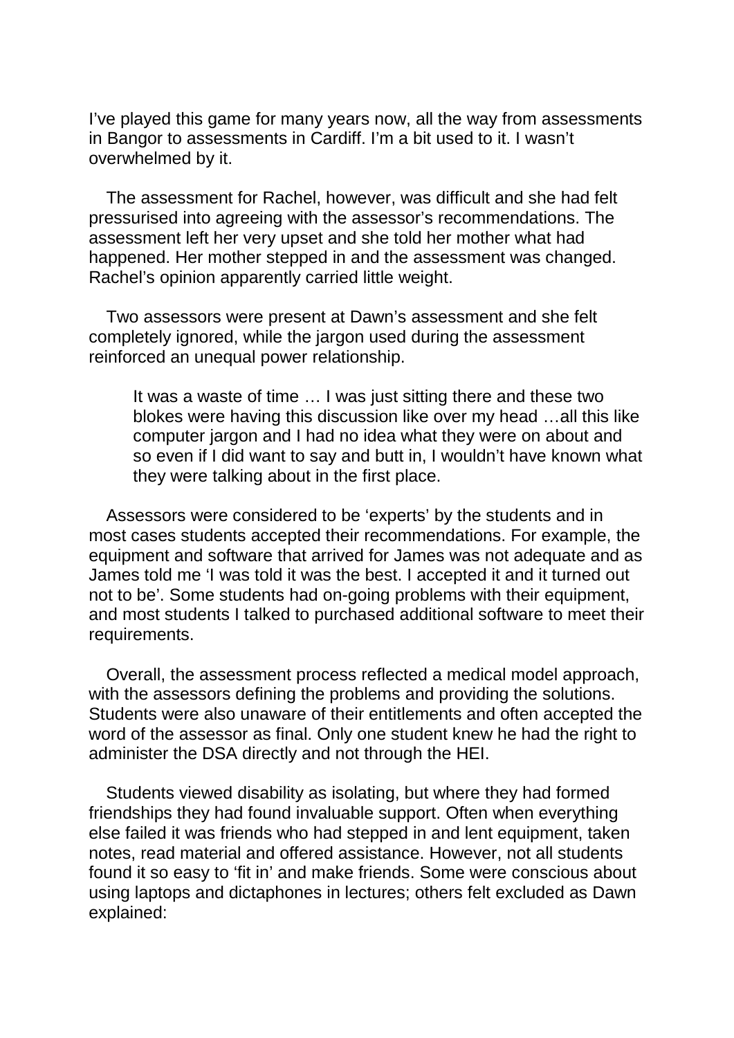I've played this game for many years now, all the way from assessments in Bangor to assessments in Cardiff. I'm a bit used to it. I wasn't overwhelmed by it.

The assessment for Rachel, however, was difficult and she had felt pressurised into agreeing with the assessor's recommendations. The assessment left her very upset and she told her mother what had happened. Her mother stepped in and the assessment was changed. Rachel's opinion apparently carried little weight.

Two assessors were present at Dawn's assessment and she felt completely ignored, while the jargon used during the assessment reinforced an unequal power relationship.

> It was a waste of time … I was just sitting there and these two blokes were having this discussion like over my head …all this like computer jargon and I had no idea what they were on about and so even if I did want to say and butt in, I wouldn't have known what they were talking about in the first place.

Assessors were considered to be 'experts' by the students and in most cases students accepted their recommendations. For example, the equipment and software that arrived for James was not adequate and as James told me 'I was told it was the best. I accepted it and it turned out not to be'. Some students had on-going problems with their equipment, and most students I talked to purchased additional software to meet their requirements.

Overall, the assessment process reflected a medical model approach, with the assessors defining the problems and providing the solutions. Students were also unaware of their entitlements and often accepted the word of the assessor as final. Only one student knew he had the right to administer the DSA directly and not through the HEI.

Students viewed disability as isolating, but where they had formed friendships they had found invaluable support. Often when everything else failed it was friends who had stepped in and lent equipment, taken notes, read material and offered assistance. However, not all students found it so easy to 'fit in' and make friends. Some were conscious about using laptops and dictaphones in lectures; others felt excluded as Dawn explained: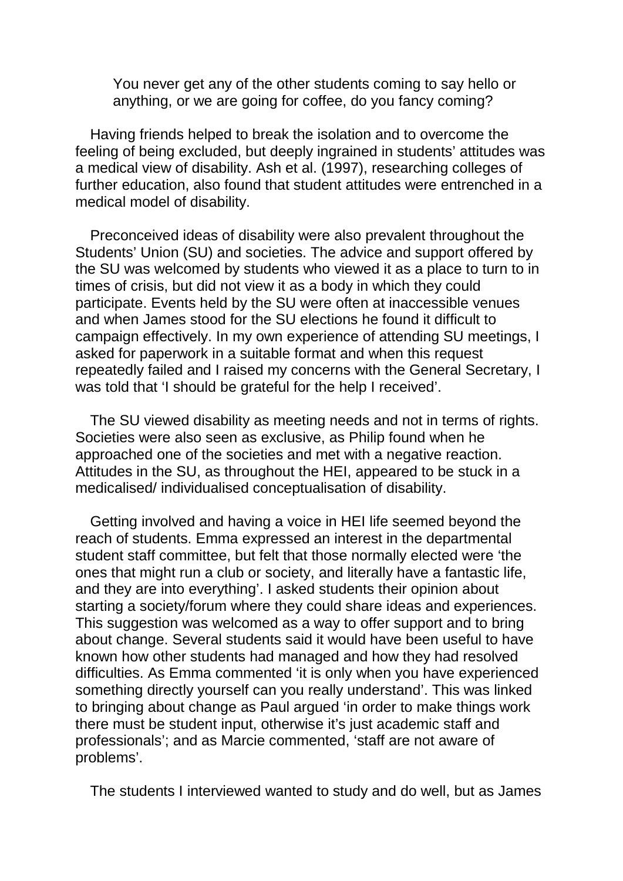> You never get any of the other students coming to say hello or anything, or we are going for coffee, do you fancy coming?

Having friends helped to break the isolation and to overcome the feeling of being excluded, but deeply ingrained in students' attitudes was a medical view of disability. Ash et al. (1997), researching colleges of further education, also found that student attitudes were entrenched in a medical model of disability.

Preconceived ideas of disability were also prevalent throughout the Students' Union (SU) and societies. The advice and support offered by the SU was welcomed by students who viewed it as a place to turn to in times of crisis, but did not view it as a body in which they could participate. Events held by the SU were often at inaccessible venues and when James stood for the SU elections he found it difficult to campaign effectively. In my own experience of attending SU meetings, I asked for paperwork in a suitable format and when this request repeatedly failed and I raised my concerns with the General Secretary, I was told that 'I should be grateful for the help I received'.

The SU viewed disability as meeting needs and not in terms of rights. Societies were also seen as exclusive, as Philip found when he approached one of the societies and met with a negative reaction. Attitudes in the SU, as throughout the HEI, appeared to be stuck in a medicalised/ individualised conceptualisation of disability.

Getting involved and having a voice in HEI life seemed beyond the reach of students. Emma expressed an interest in the departmental student staff committee, but felt that those normally elected were 'the ones that might run a club or society, and literally have a fantastic life, and they are into everything'. I asked students their opinion about starting a society/forum where they could share ideas and experiences. This suggestion was welcomed as a way to offer support and to bring about change. Several students said it would have been useful to have known how other students had managed and how they had resolved difficulties. As Emma commented 'it is only when you have experienced something directly yourself can you really understand'. This was linked to bringing about change as Paul argued 'in order to make things work there must be student input, otherwise it's just academic staff and professionals'; and as Marcie commented, 'staff are not aware of problems'.

The students I interviewed wanted to study and do well, but as James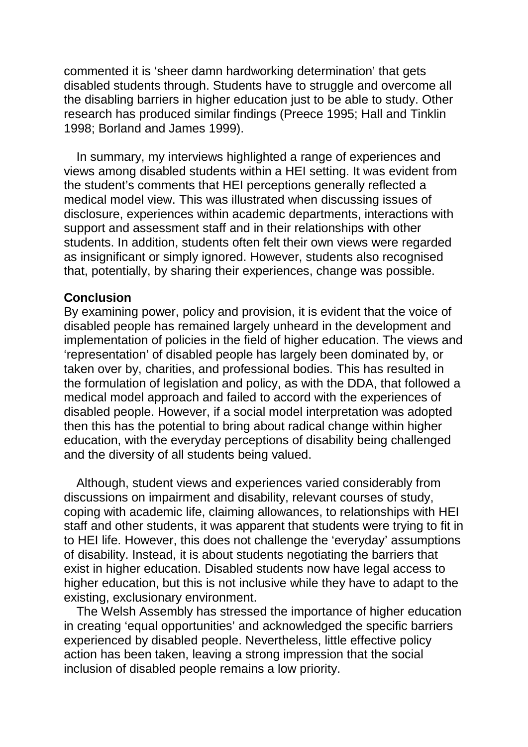commented it is 'sheer damn hardworking determination' that gets disabled students through. Students have to struggle and overcome all the disabling barriers in higher education just to be able to study. Other research has produced similar findings (Preece 1995; Hall and Tinklin 1998; Borland and James 1999).

In summary, my interviews highlighted a range of experiences and views among disabled students within a HEI setting. It was evident from the student's comments that HEI perceptions generally reflected a medical model view. This was illustrated when discussing issues of disclosure, experiences within academic departments, interactions with support and assessment staff and in their relationships with other students. In addition, students often felt their own views were regarded as insignificant or simply ignored. However, students also recognised that, potentially, by sharing their experiences, change was possible.

**Conclusion**

By examining power, policy and provision, it is evident that the voice of disabled people has remained largely unheard in the development and implementation of policies in the field of higher education. The views and 'representation' of disabled people has largely been dominated by, or taken over by, charities, and professional bodies. This has resulted in the formulation of legislation and policy, as with the DDA, that followed a medical model approach and failed to accord with the experiences of disabled people. However, if a social model interpretation was adopted then this has the potential to bring about radical change within higher education, with the everyday perceptions of disability being challenged and the diversity of all students being valued.

Although, student views and experiences varied considerably from discussions on impairment and disability, relevant courses of study, coping with academic life, claiming allowances, to relationships with HEI staff and other students, it was apparent that students were trying to fit in to HEI life. However, this does not challenge the 'everyday' assumptions of disability. Instead, it is about students negotiating the barriers that exist in higher education. Disabled students now have legal access to higher education, but this is not inclusive while they have to adapt to the existing, exclusionary environment.

The Welsh Assembly has stressed the importance of higher education in creating 'equal opportunities' and acknowledged the specific barriers experienced by disabled people. Nevertheless, little effective policy action has been taken, leaving a strong impression that the social inclusion of disabled people remains a low priority.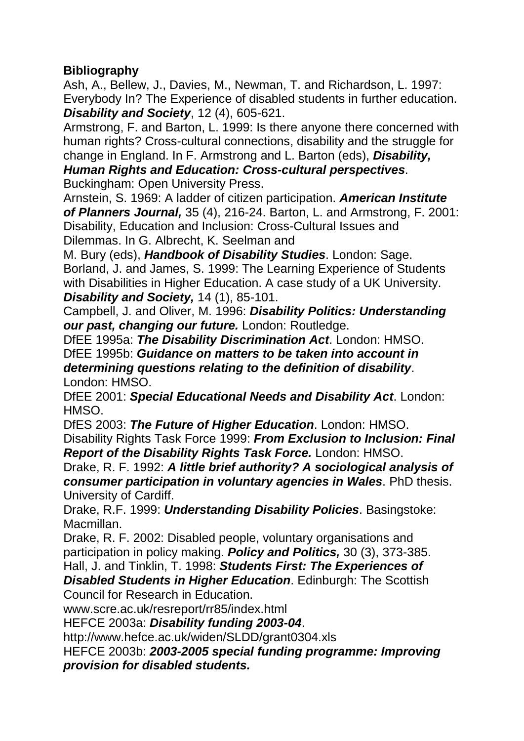**Bibliography**

Ash, A., Bellew, J., Davies, M., Newman, T. and Richardson, L. 1997: Everybody In? The Experience of disabled students in further education. ***Disability and Society***, 12 (4), 605-621.

Armstrong, F. and Barton, L. 1999: Is there anyone there concerned with human rights? Cross-cultural connections, disability and the struggle for change in England. In F. Armstrong and L. Barton (eds), ***Disability, Human Rights and Education: Cross-cultural perspectives***. Buckingham: Open University Press.

Arnstein, S. 1969: A ladder of citizen participation. ***American Institute of Planners Journal,*** 35 (4), 216-24.

Barton, L. and Armstrong, F. 2001: Disability, Education and Inclusion: Cross-Cultural Issues and Dilemmas. In G. Albrecht, K. Seelman and M. Bury (eds), ***Handbook of Disability Studies***. London: Sage.

Borland, J. and James, S. 1999: The Learning Experience of Students with Disabilities in Higher Education. A case study of a UK University. ***Disability and Society,*** 14 (1), 85-101.

Campbell, J. and Oliver, M. 1996: ***Disability Politics: Understanding our past, changing our future.*** London: Routledge.

DfEE 1995a: ***The Disability Discrimination Act***. London: HMSO.

DfEE 1995b: ***Guidance on matters to be taken into account in determining questions relating to the definition of disability***. London: HMSO.

DfEE 2001: ***Special Educational Needs and Disability Act***. London: HMSO.

DfES 2003: ***The Future of Higher Education***. London: HMSO.

Disability Rights Task Force 1999: ***From Exclusion to Inclusion: Final Report of the Disability Rights Task Force.*** London: HMSO.

Drake, R. F. 1992: ***A little brief authority? A sociological analysis of consumer participation in voluntary agencies in Wales***. PhD thesis. University of Cardiff.

Drake, R.F. 1999: ***Understanding Disability Policies***. Basingstoke: Macmillan.

Drake, R. F. 2002: Disabled people, voluntary organisations and participation in policy making. ***Policy and Politics,*** 30 (3), 373-385.

Hall, J. and Tinklin, T. 1998: ***Students First: The Experiences of Disabled Students in Higher Education***. Edinburgh: The Scottish Council for Research in Education.
www.scre.ac.uk/resreport/rr85/index.html

HEFCE 2003a: ***Disability funding 2003-04***.
http://www.hefce.ac.uk/widen/SLDD/grant0304.xls

HEFCE 2003b: ***2003-2005 special funding programme: Improving provision for disabled students.***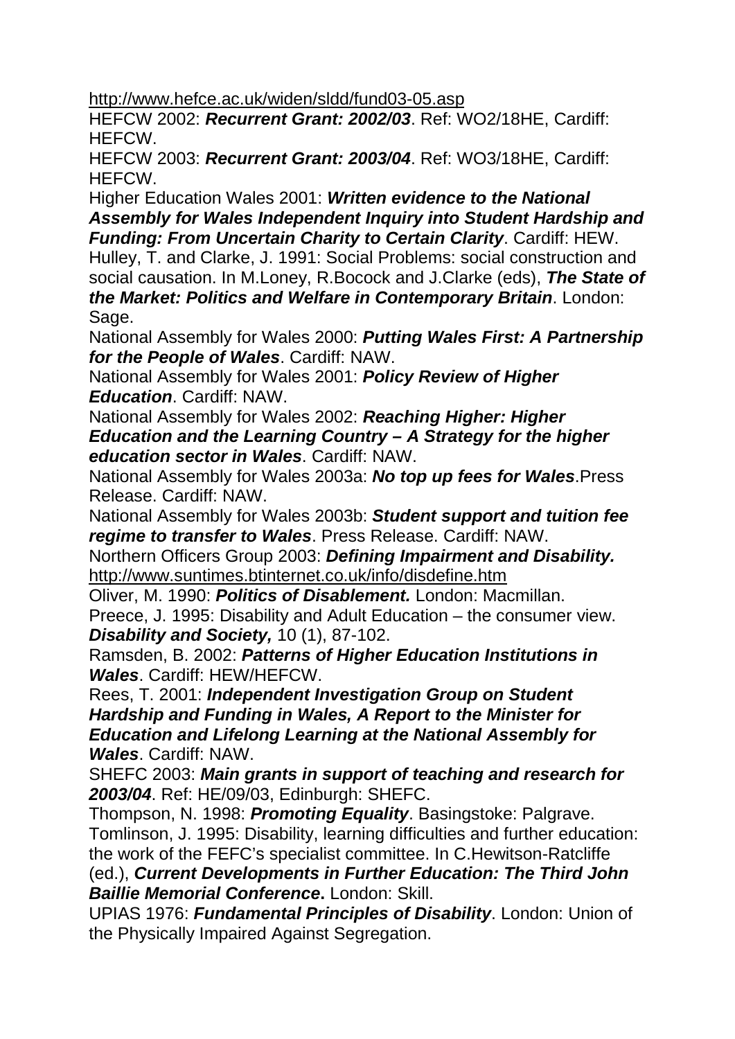http://www.hefce.ac.uk/widen/sldd/fund03-05.asp

HEFCW 2002: ***Recurrent Grant: 2002/03***. Ref: WO2/18HE, Cardiff: HEFCW.

HEFCW 2003: ***Recurrent Grant: 2003/04***. Ref: WO3/18HE, Cardiff: HEFCW.

Higher Education Wales 2001: ***Written evidence to the National Assembly for Wales Independent Inquiry into Student Hardship and Funding: From Uncertain Charity to Certain Clarity***. Cardiff: HEW.

Hulley, T. and Clarke, J. 1991: Social Problems: social construction and social causation. In M.Loney, R.Bocock and J.Clarke (eds), ***The State of the Market: Politics and Welfare in Contemporary Britain***. London: Sage.

National Assembly for Wales 2000: ***Putting Wales First: A Partnership for the People of Wales***. Cardiff: NAW.

National Assembly for Wales 2001: ***Policy Review of Higher Education***. Cardiff: NAW.

National Assembly for Wales 2002: ***Reaching Higher: Higher Education and the Learning Country – A Strategy for the higher education sector in Wales***. Cardiff: NAW.

National Assembly for Wales 2003a: ***No top up fees for Wales***.Press Release. Cardiff: NAW.

National Assembly for Wales 2003b: ***Student support and tuition fee regime to transfer to Wales***. Press Release. Cardiff: NAW.

Northern Officers Group 2003: ***Defining Impairment and Disability.*** http://www.suntimes.btinternet.co.uk/info/disdefine.htm

Oliver, M. 1990: ***Politics of Disablement.*** London: Macmillan.

Preece, J. 1995: Disability and Adult Education – the consumer view. ***Disability and Society,*** 10 (1), 87-102.

Ramsden, B. 2002: ***Patterns of Higher Education Institutions in Wales***. Cardiff: HEW/HEFCW.

Rees, T. 2001: ***Independent Investigation Group on Student Hardship and Funding in Wales, A Report to the Minister for Education and Lifelong Learning at the National Assembly for Wales***. Cardiff: NAW.

SHEFC 2003: ***Main grants in support of teaching and research for 2003/04***. Ref: HE/09/03, Edinburgh: SHEFC.

Thompson, N. 1998: ***Promoting Equality***. Basingstoke: Palgrave.

Tomlinson, J. 1995: Disability, learning difficulties and further education: the work of the FEFC's specialist committee. In C.Hewitson-Ratcliffe (ed.), ***Current Developments in Further Education: The Third John Baillie Memorial Conference*****.** London: Skill.

UPIAS 1976: ***Fundamental Principles of Disability***. London: Union of the Physically Impaired Against Segregation.